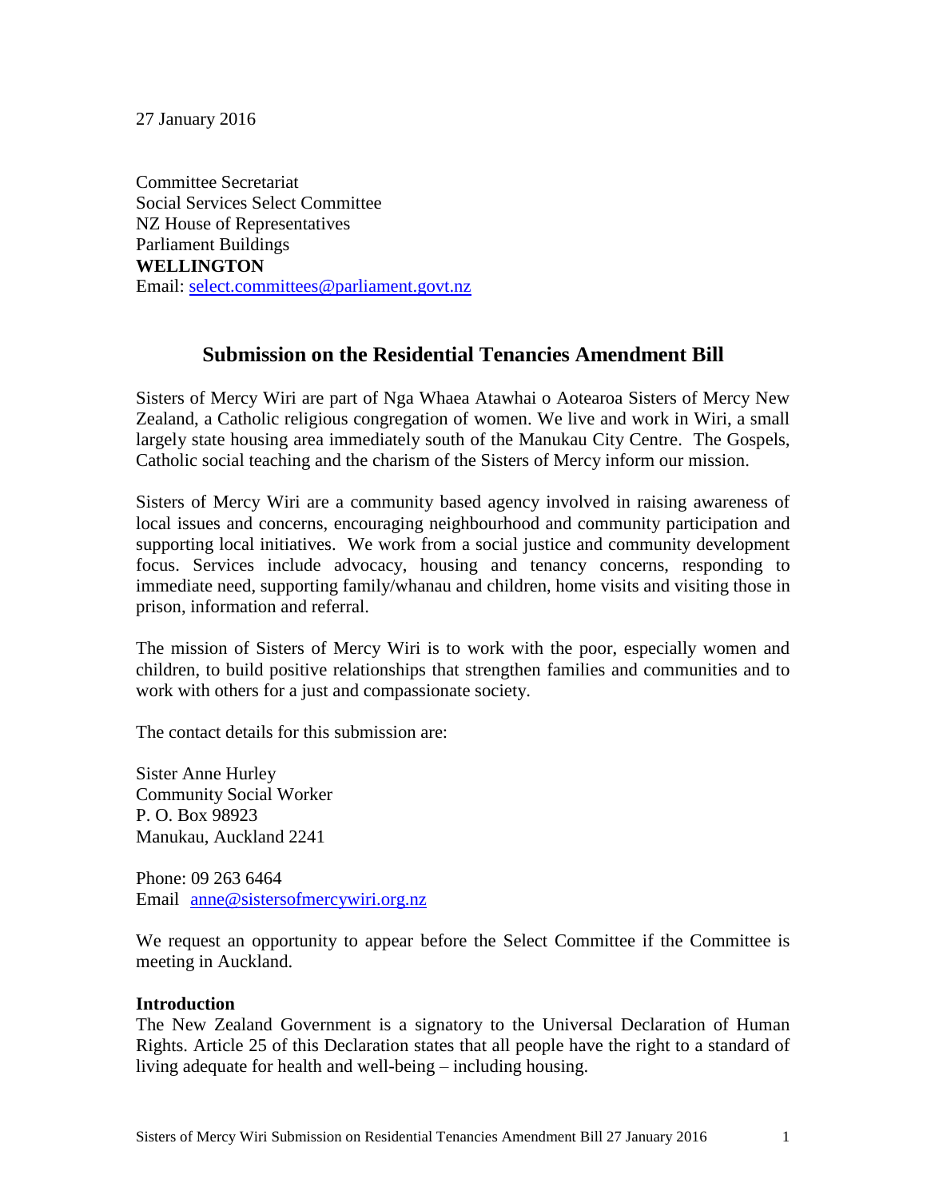27 January 2016

Committee Secretariat
Social Services Select Committee
NZ House of Representatives
Parliament Buildings
**WELLINGTON**
Email: select.committees@parliament.govt.nz

## Submission on the Residential Tenancies Amendment Bill

Sisters of Mercy Wiri are part of Nga Whaea Atawhai o Aotearoa Sisters of Mercy New Zealand, a Catholic religious congregation of women. We live and work in Wiri, a small largely state housing area immediately south of the Manukau City Centre. The Gospels, Catholic social teaching and the charism of the Sisters of Mercy inform our mission.

Sisters of Mercy Wiri are a community based agency involved in raising awareness of local issues and concerns, encouraging neighbourhood and community participation and supporting local initiatives. We work from a social justice and community development focus. Services include advocacy, housing and tenancy concerns, responding to immediate need, supporting family/whanau and children, home visits and visiting those in prison, information and referral.

The mission of Sisters of Mercy Wiri is to work with the poor, especially women and children, to build positive relationships that strengthen families and communities and to work with others for a just and compassionate society.

The contact details for this submission are:

Sister Anne Hurley
Community Social Worker
P. O. Box 98923
Manukau, Auckland 2241

Phone: 09 263 6464
Email anne@sistersofmercywiri.org.nz

We request an opportunity to appear before the Select Committee if the Committee is meeting in Auckland.

**Introduction**
The New Zealand Government is a signatory to the Universal Declaration of Human Rights. Article 25 of this Declaration states that all people have the right to a standard of living adequate for health and well-being – including housing.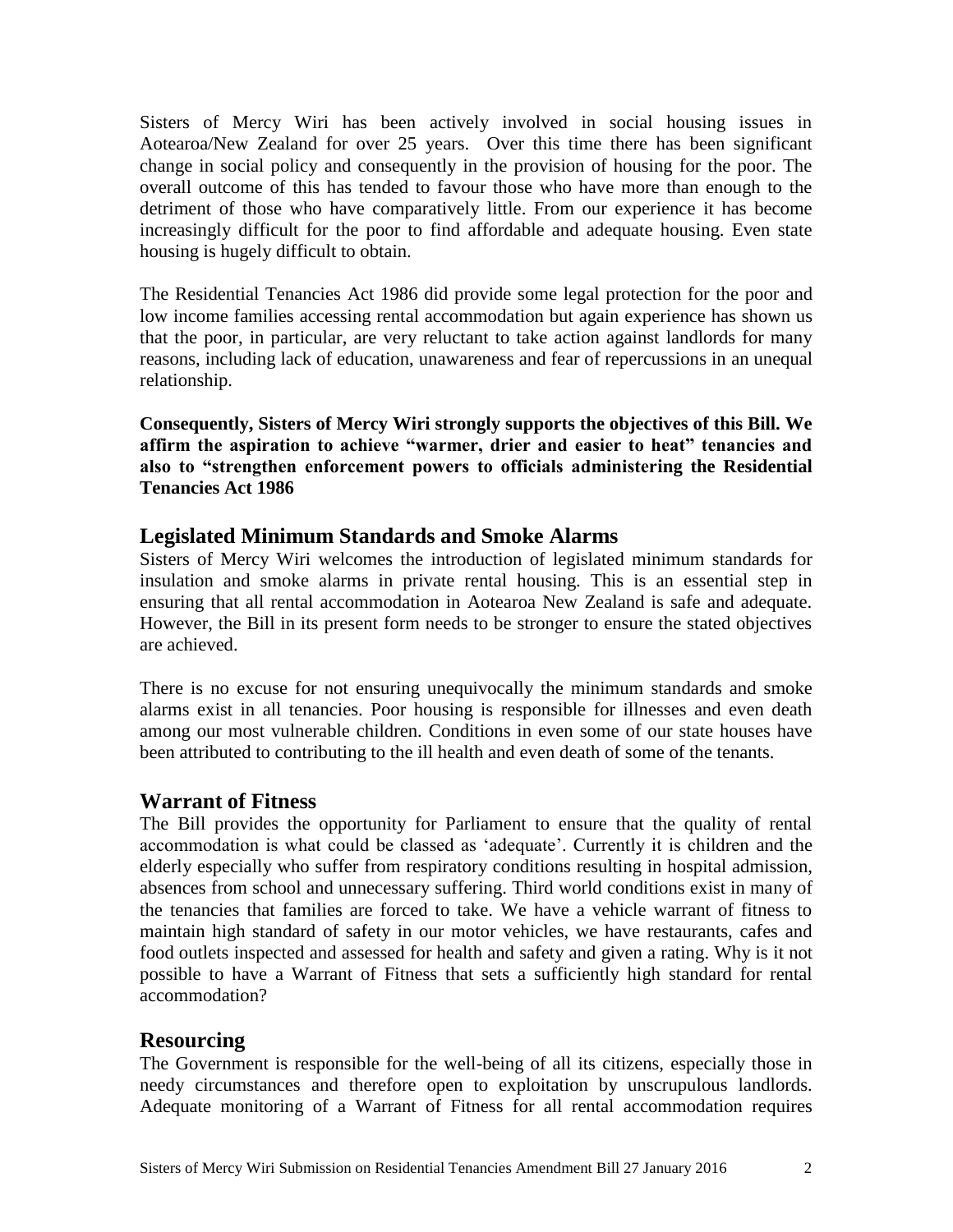Sisters of Mercy Wiri has been actively involved in social housing issues in Aotearoa/New Zealand for over 25 years. Over this time there has been significant change in social policy and consequently in the provision of housing for the poor. The overall outcome of this has tended to favour those who have more than enough to the detriment of those who have comparatively little. From our experience it has become increasingly difficult for the poor to find affordable and adequate housing. Even state housing is hugely difficult to obtain.

The Residential Tenancies Act 1986 did provide some legal protection for the poor and low income families accessing rental accommodation but again experience has shown us that the poor, in particular, are very reluctant to take action against landlords for many reasons, including lack of education, unawareness and fear of repercussions in an unequal relationship.

**Consequently, Sisters of Mercy Wiri strongly supports the objectives of this Bill. We affirm the aspiration to achieve "warmer, drier and easier to heat" tenancies and also to "strengthen enforcement powers to officials administering the Residential Tenancies Act 1986**

## Legislated Minimum Standards and Smoke Alarms

Sisters of Mercy Wiri welcomes the introduction of legislated minimum standards for insulation and smoke alarms in private rental housing. This is an essential step in ensuring that all rental accommodation in Aotearoa New Zealand is safe and adequate. However, the Bill in its present form needs to be stronger to ensure the stated objectives are achieved.

There is no excuse for not ensuring unequivocally the minimum standards and smoke alarms exist in all tenancies. Poor housing is responsible for illnesses and even death among our most vulnerable children. Conditions in even some of our state houses have been attributed to contributing to the ill health and even death of some of the tenants.

## Warrant of Fitness

The Bill provides the opportunity for Parliament to ensure that the quality of rental accommodation is what could be classed as 'adequate'. Currently it is children and the elderly especially who suffer from respiratory conditions resulting in hospital admission, absences from school and unnecessary suffering. Third world conditions exist in many of the tenancies that families are forced to take. We have a vehicle warrant of fitness to maintain high standard of safety in our motor vehicles, we have restaurants, cafes and food outlets inspected and assessed for health and safety and given a rating. Why is it not possible to have a Warrant of Fitness that sets a sufficiently high standard for rental accommodation?

## Resourcing

The Government is responsible for the well-being of all its citizens, especially those in needy circumstances and therefore open to exploitation by unscrupulous landlords. Adequate monitoring of a Warrant of Fitness for all rental accommodation requires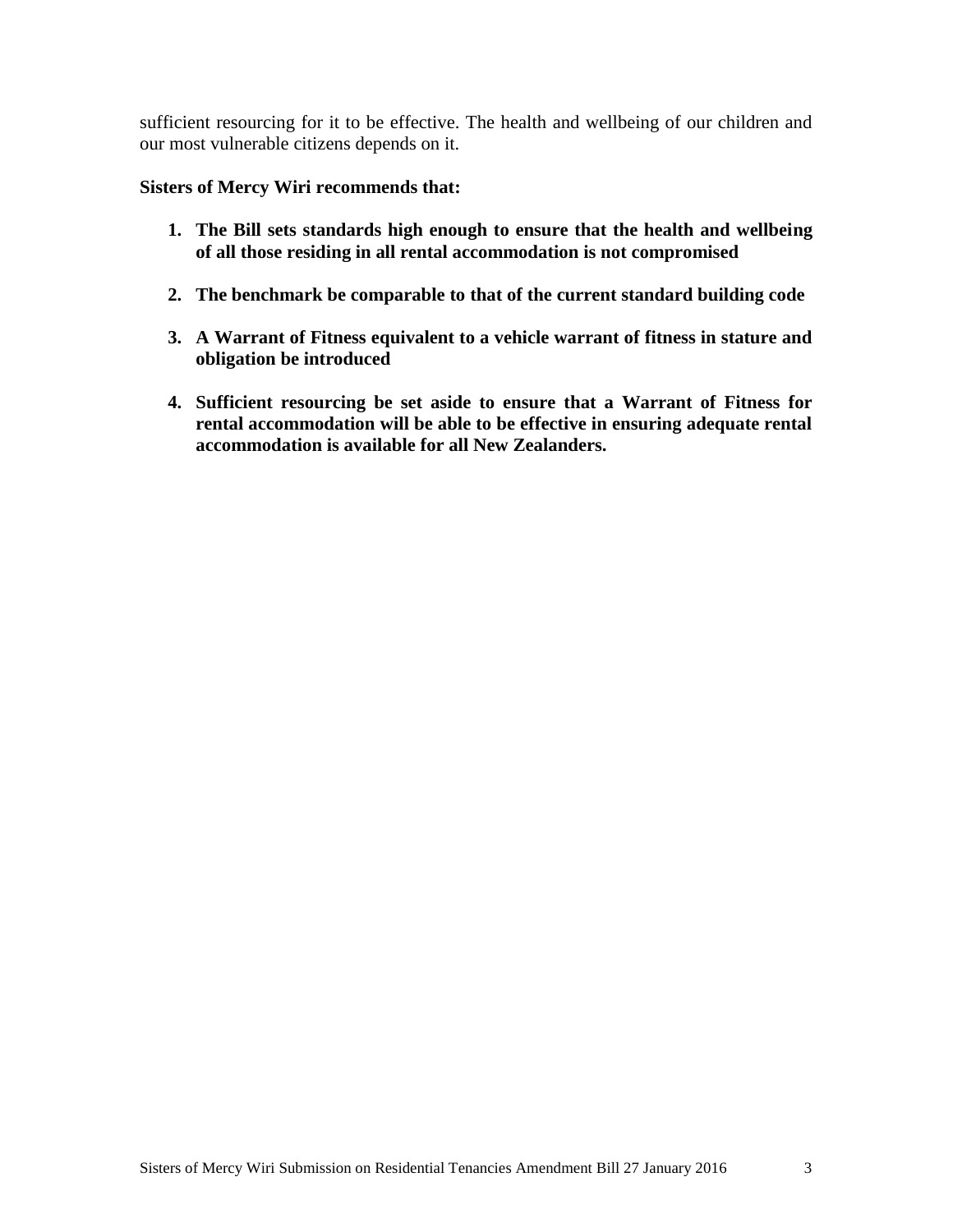sufficient resourcing for it to be effective. The health and wellbeing of our children and our most vulnerable citizens depends on it.

**Sisters of Mercy Wiri recommends that:**

1. **The Bill sets standards high enough to ensure that the health and wellbeing of all those residing in all rental accommodation is not compromised**

2. **The benchmark be comparable to that of the current standard building code**

3. **A Warrant of Fitness equivalent to a vehicle warrant of fitness in stature and obligation be introduced**

4. **Sufficient resourcing be set aside to ensure that a Warrant of Fitness for rental accommodation will be able to be effective in ensuring adequate rental accommodation is available for all New Zealanders.**